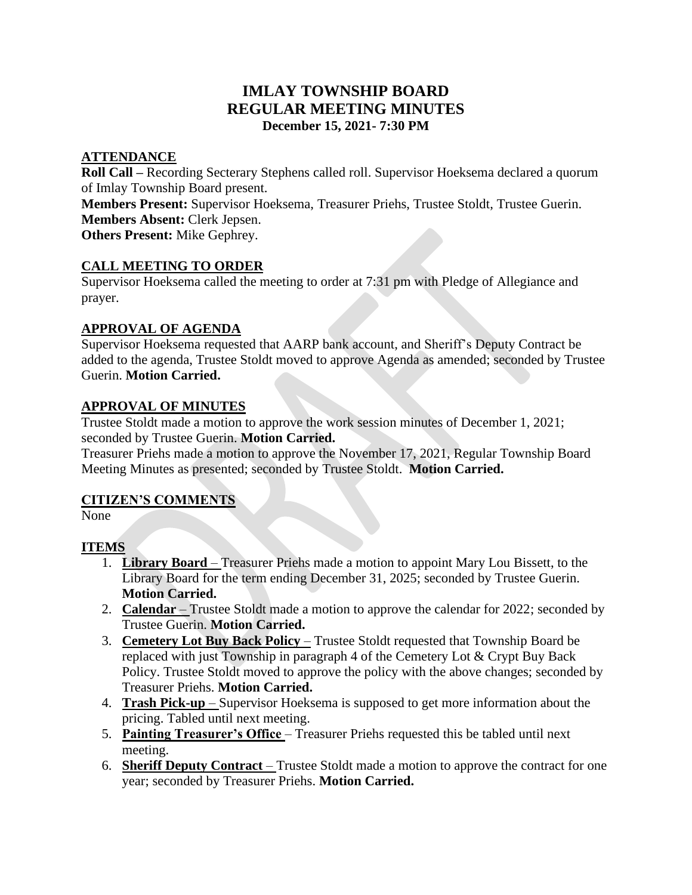# IMLAY TOWNSHIP BOARD
# REGULAR MEETING MINUTES
### December 15, 2021- 7:30 PM

## ATTENDANCE

**Roll Call –** Recording Secterary Stephens called roll. Supervisor Hoeksema declared a quorum of Imlay Township Board present.

**Members Present:** Supervisor Hoeksema, Treasurer Priehs, Trustee Stoldt, Trustee Guerin.

**Members Absent:** Clerk Jepsen.

**Others Present:** Mike Gephrey.

## CALL MEETING TO ORDER

Supervisor Hoeksema called the meeting to order at 7:31 pm with Pledge of Allegiance and prayer.

## APPROVAL OF AGENDA

Supervisor Hoeksema requested that AARP bank account, and Sheriff's Deputy Contract be added to the agenda, Trustee Stoldt moved to approve Agenda as amended; seconded by Trustee Guerin. **Motion Carried.**

## APPROVAL OF MINUTES

Trustee Stoldt made a motion to approve the work session minutes of December 1, 2021; seconded by Trustee Guerin. **Motion Carried.**

Treasurer Priehs made a motion to approve the November 17, 2021, Regular Township Board Meeting Minutes as presented; seconded by Trustee Stoldt. **Motion Carried.**

## CITIZEN'S COMMENTS

None

## ITEMS

1. **Library Board** – Treasurer Priehs made a motion to appoint Mary Lou Bissett, to the Library Board for the term ending December 31, 2025; seconded by Trustee Guerin. **Motion Carried.**
2. **Calendar** – Trustee Stoldt made a motion to approve the calendar for 2022; seconded by Trustee Guerin. **Motion Carried.**
3. **Cemetery Lot Buy Back Policy** – Trustee Stoldt requested that Township Board be replaced with just Township in paragraph 4 of the Cemetery Lot & Crypt Buy Back Policy. Trustee Stoldt moved to approve the policy with the above changes; seconded by Treasurer Priehs. **Motion Carried.**
4. **Trash Pick-up** – Supervisor Hoeksema is supposed to get more information about the pricing. Tabled until next meeting.
5. **Painting Treasurer's Office** – Treasurer Priehs requested this be tabled until next meeting.
6. **Sheriff Deputy Contract** – Trustee Stoldt made a motion to approve the contract for one year; seconded by Treasurer Priehs. **Motion Carried.**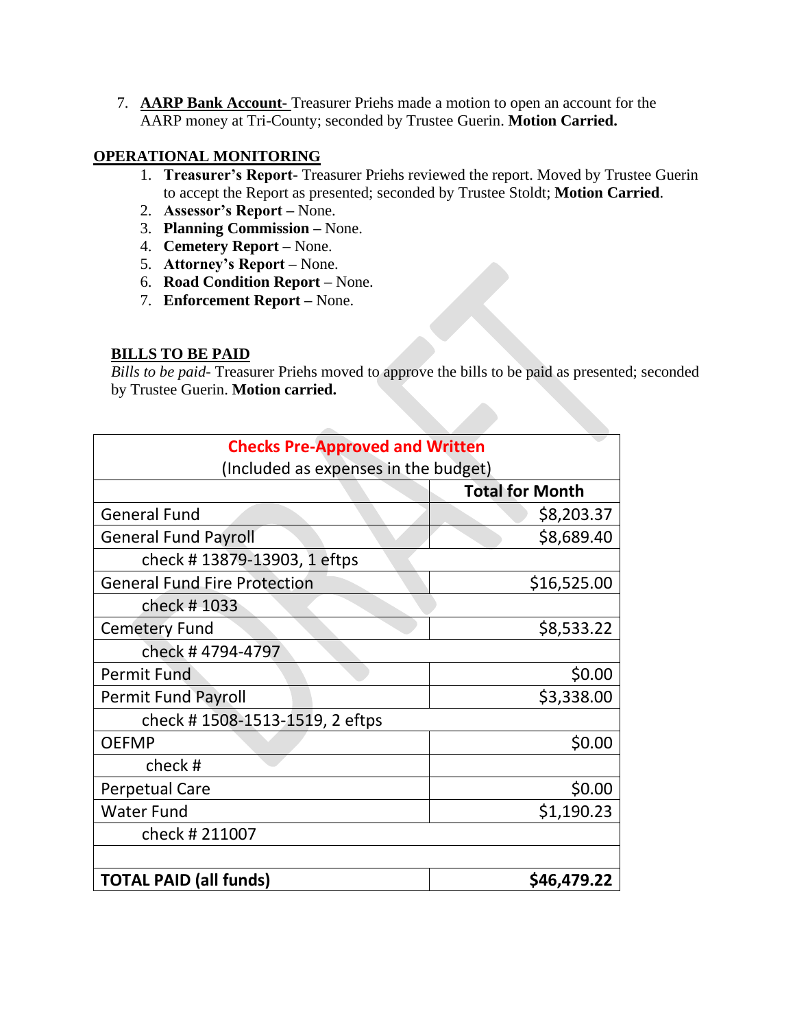7. **AARP Bank Account-** Treasurer Priehs made a motion to open an account for the AARP money at Tri-County; seconded by Trustee Guerin. **Motion Carried.**

## OPERATIONAL MONITORING

1. **Treasurer's Report**- Treasurer Priehs reviewed the report. Moved by Trustee Guerin to accept the Report as presented; seconded by Trustee Stoldt; **Motion Carried**.
2. **Assessor's Report** – None.
3. **Planning Commission** – None.
4. **Cemetery Report** – None.
5. **Attorney's Report** – None.
6. **Road Condition Report** – None.
7. **Enforcement Report** – None.

## BILLS TO BE PAID

*Bills to be paid*- Treasurer Priehs moved to approve the bills to be paid as presented; seconded by Trustee Guerin. **Motion carried.**

| **Checks Pre-Approved and Written** (Included as expenses in the budget) | |
|---|---|
| | **Total for Month** |
| General Fund | $8,203.37 |
| General Fund Payroll | $8,689.40 |
| check # 13879-13903, 1 eftps | |
| General Fund Fire Protection | $16,525.00 |
| check # 1033 | |
| Cemetery Fund | $8,533.22 |
| check # 4794-4797 | |
| Permit Fund | $0.00 |
| Permit Fund Payroll | $3,338.00 |
| check # 1508-1513-1519, 2 eftps | |
| OEFMP | $0.00 |
| check # | |
| Perpetual Care | $0.00 |
| Water Fund | $1,190.23 |
| check # 211007 | |
| | |
| **TOTAL PAID (all funds)** | **$46,479.22** |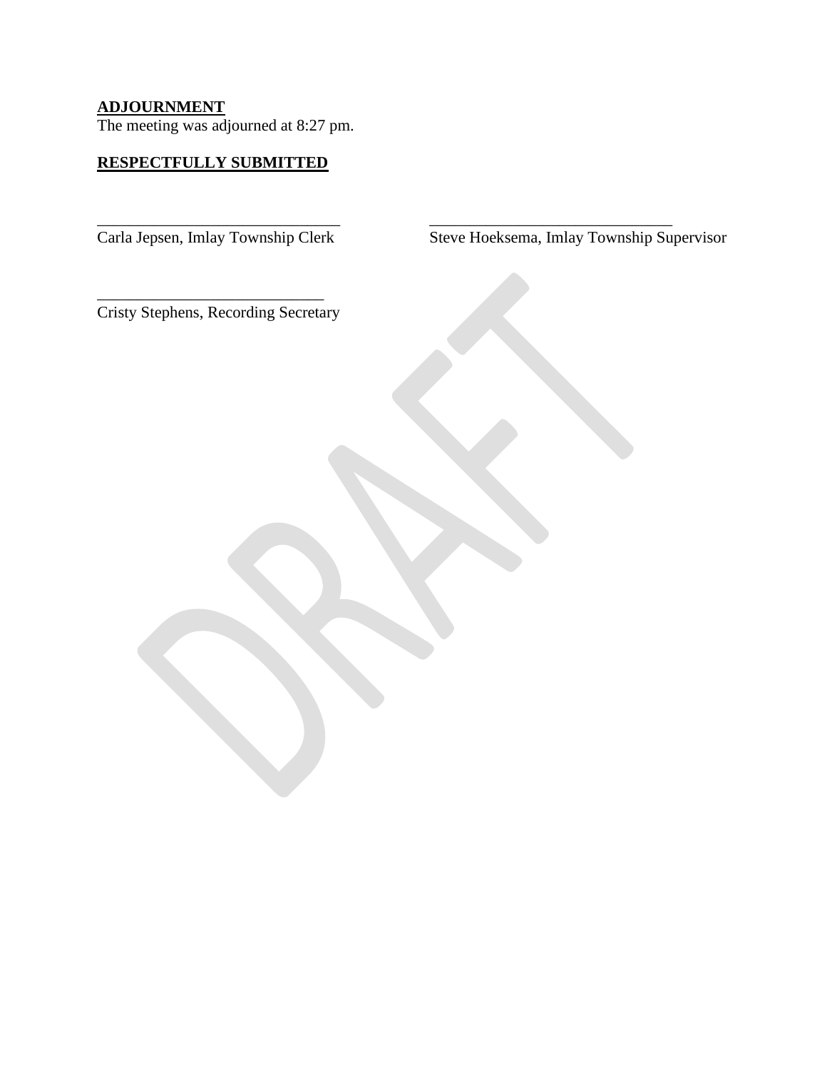**ADJOURNMENT**

The meeting was adjourned at 8:27 pm.

**RESPECTFULLY SUBMITTED**

\_\_\_\_\_\_\_\_\_\_\_\_\_\_\_\_\_\_\_\_\_\_\_\_\_\_\_\_\_\_
Carla Jepsen, Imlay Township Clerk

\_\_\_\_\_\_\_\_\_\_\_\_\_\_\_\_\_\_\_\_\_\_\_\_\_\_\_\_\_\_
Steve Hoeksema, Imlay Township Supervisor

\_\_\_\_\_\_\_\_\_\_\_\_\_\_\_\_\_\_\_\_\_\_\_\_\_\_\_\_
Cristy Stephens, Recording Secretary

DRAFT